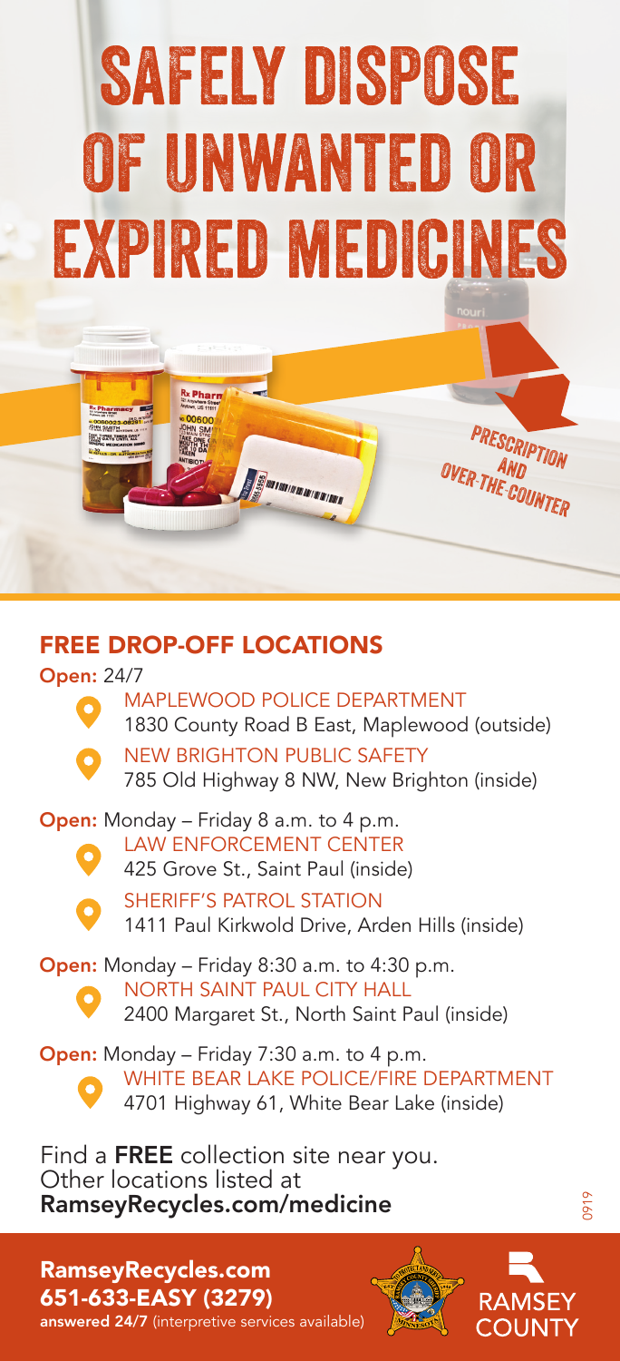# SAFELY DISPOSE OF UNWANTED OR EXPIRED MEDICINES

PRESCRIPTION AND OVER-THE-COUNTER

## FREE DROP-OFF LOCATIONS

**Open:** 24/7

- MAPLEWOOD POLICE DEPARTMENT
  1830 County Road B East, Maplewood (outside)
- NEW BRIGHTON PUBLIC SAFETY
  785 Old Highway 8 NW, New Brighton (inside)

**Open:** Monday – Friday 8 a.m. to 4 p.m.

- LAW ENFORCEMENT CENTER
  425 Grove St., Saint Paul (inside)
- SHERIFF'S PATROL STATION
  1411 Paul Kirkwold Drive, Arden Hills (inside)

**Open:** Monday – Friday 8:30 a.m. to 4:30 p.m.

- NORTH SAINT PAUL CITY HALL
  2400 Margaret St., North Saint Paul (inside)

**Open:** Monday – Friday 7:30 a.m. to 4 p.m.

- WHITE BEAR LAKE POLICE/FIRE DEPARTMENT
  4701 Highway 61, White Bear Lake (inside)

Find a **FREE** collection site near you.
Other locations listed at
**RamseyRecycles.com/medicine**

0919

**RamseyRecycles.com**
**651-633-EASY (3279)**
**answered 24/7** (interpretive services available)

RAMSEY COUNTY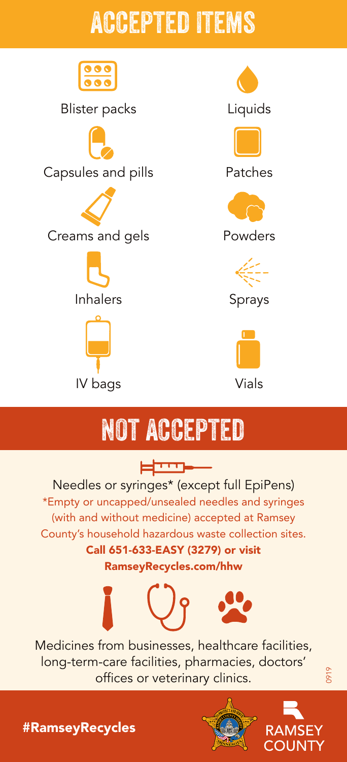# ACCEPTED ITEMS

- Blister packs
- Capsules and pills
- Creams and gels
- Inhalers
- IV bags
- Liquids
- Patches
- Powders
- Sprays
- Vials

# NOT ACCEPTED

Needles or syringes* (except full EpiPens)

*Empty or uncapped/unsealed needles and syringes (with and without medicine) accepted at Ramsey County's household hazardous waste collection sites.

**Call 651-633-EASY (3279) or visit RamseyRecycles.com/hhw**

Medicines from businesses, healthcare facilities, long-term-care facilities, pharmacies, doctors' offices or veterinary clinics.

0919

**#RamseyRecycles**

RAMSEY COUNTY